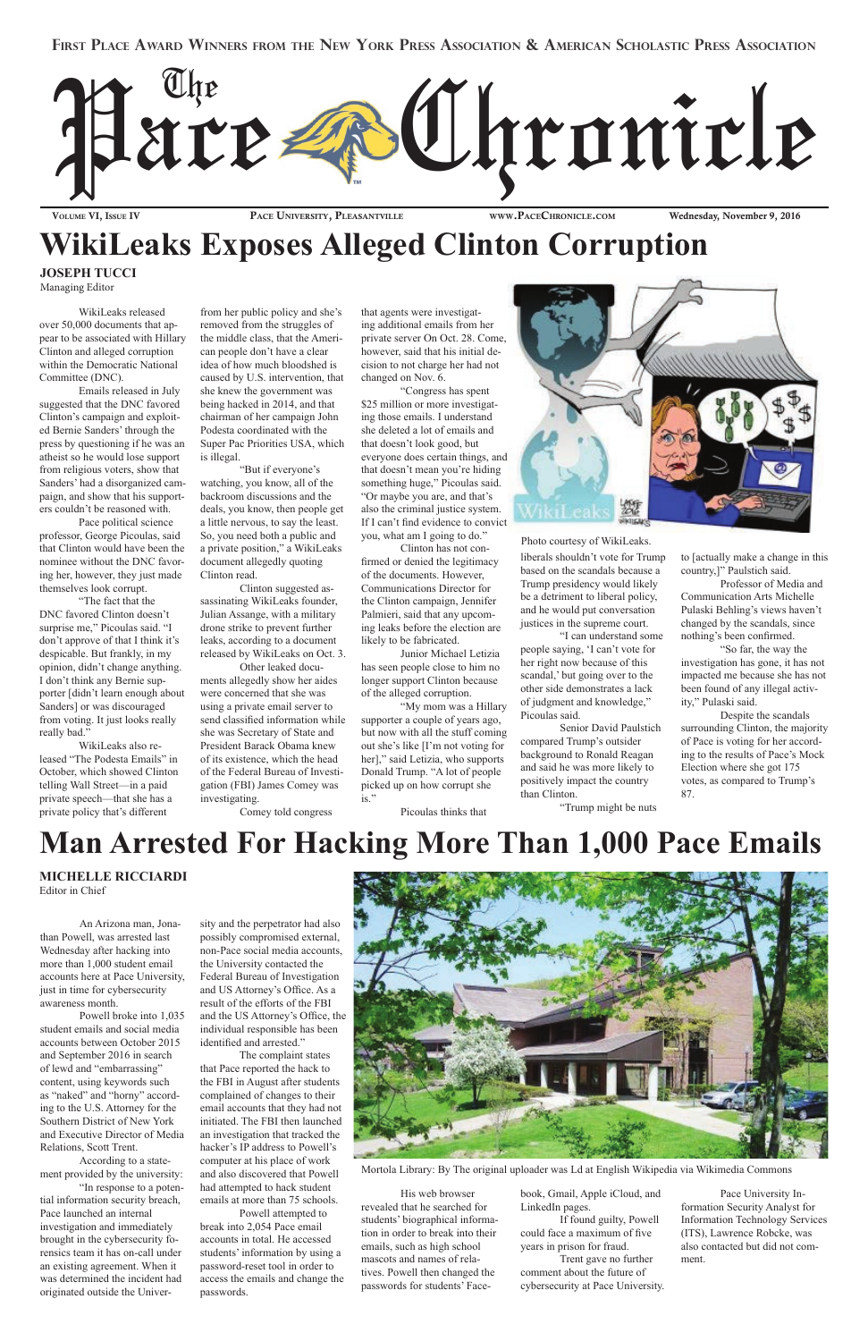First Place Award Winners from the New York Press Association & American Scholastic Press Association

# The Pace Chronicle

Volume VI, Issue IV | Pace University, Pleasantville | www.PaceChronicle.com | Wednesday, November 9, 2016

# WikiLeaks Exposes Alleged Clinton Corruption

**JOSEPH TUCCI**
Managing Editor

WikiLeaks released over 50,000 documents that appear to be associated with Hillary Clinton and alleged corruption within the Democratic National Committee (DNC).

Emails released in July suggested that the DNC favored Clinton's campaign and exploited Bernie Sanders' through the press by questioning if he was an atheist so he would lose support from religious voters, show that Sanders' had a disorganized campaign, and show that his supporters couldn't be reasoned with.

Pace political science professor, George Picoulas, said that Clinton would have been the nominee without the DNC favoring her, however, they just made themselves look corrupt.

"The fact that the DNC favored Clinton doesn't surprise me," Picoulas said. "I don't approve of that I think it's despicable. But frankly, in my opinion, didn't change anything. I don't think any Bernie supporter [didn't learn enough about Sanders] or was discouraged from voting. It just looks really really bad."

WikiLeaks also released "The Podesta Emails" in October, which showed Clinton telling Wall Street—in a paid private speech—that she has a private policy that's different from her public policy and she's removed from the struggles of the middle class, that the American people don't have a clear idea of how much bloodshed is caused by U.S. intervention, that she knew the government was being hacked in 2014, and that chairman of her campaign John Podesta coordinated with the Super Pac Priorities USA, which is illegal.

"But if everyone's watching, you know, all of the backroom discussions and the deals, you know, then people get a little nervous, to say the least. So, you need both a public and a private position," a WikiLeaks document allegedly quoting Clinton read.

Clinton suggested assassinating WikiLeaks founder, Julian Assange, with a military drone strike to prevent further leaks, according to a document released by WikiLeaks on Oct. 3.

Other leaked documents allegedly show her aides were concerned that she was using a private email server to send classified information while she was Secretary of State and President Barack Obama knew of its existence, which the head of the Federal Bureau of Investigation (FBI) James Comey was investigating.

Comey told congress that agents were investigating additional emails from her private server On Oct. 28. Come, however, said that his initial decision to not charge her had not changed on Nov. 6.

"Congress has spent $25 million or more investigating those emails. I understand she deleted a lot of emails and that doesn't look good, but everyone does certain things, and that doesn't mean you're hiding something huge," Picoulas said. "Or maybe you are, and that's also the criminal justice system. If I can't find evidence to convict you, what am I going to do."

Clinton has not confirmed or denied the legitimacy of the documents. However, Communications Director for the Clinton campaign, Jennifer Palmieri, said that any upcoming leaks before the election are likely to be fabricated.

Junior Michael Letizia has seen people close to him no longer support Clinton because of the alleged corruption.

"My mom was a Hillary supporter a couple of years ago, but now with all the stuff coming out she's like [I'm not voting for her]," said Letizia, who supports Donald Trump. "A lot of people picked up on how corrupt she is."

Picoulas thinks that liberals shouldn't vote for Trump based on the scandals because a Trump presidency would likely be a detriment to liberal policy, and he would put conservative justices in the supreme court.

"I can understand some people saying, 'I can't vote for her right now because of this scandal,' but going over to the other side demonstrates a lack of judgment and knowledge," Picoulas said.

Senior David Paulstich compared Trump's outsider background to Ronald Reagan and said he was more likely to positively impact the country than Clinton.

"Trump might be nuts to [actually make a change in this country,]" Paulstich said.

Professor of Media and Communication Arts Michelle Pulaski Behling's views haven't changed by the scandals, since nothing's been confirmed.

"So far, the way the investigation has gone, it has not impacted me because she has not been found of any illegal activity," Pulaski said.

Despite the scandals surrounding Clinton, the majority of Pace is voting for her according to the results of Pace's Mock Election where she got 175 votes, as compared to Trump's 87.

Photo courtesy of WikiLeaks.

# Man Arrested For Hacking More Than 1,000 Pace Emails

**MICHELLE RICCIARDI**
Editor in Chief

An Arizona man, Jonathan Powell, was arrested last Wednesday after hacking into more than 1,000 student email accounts here at Pace University, just in time for cybersecurity awareness month.

Powell broke into 1,035 student emails and social media accounts between October 2015 and September 2016 in search of lewd and "embarrassing" content, using keywords such as "naked" and "horny" according to the U.S. Attorney for the Southern District of New York and Executive Director of Media Relations, Scott Trent.

According to a statement provided by the university:

"In response to a potential information security breach, Pace launched an internal investigation and immediately brought in the cybersecurity forensics team it has on-call under an existing agreement. When it was determined the incident had originated outside the University and the perpetrator had also possibly compromised external, non-Pace social media accounts, the University contacted the Federal Bureau of Investigation and US Attorney's Office. As a result of the efforts of the FBI and the US Attorney's Office, the individual responsible has been identified and arrested."

The complaint states that Pace reported the hack to the FBI in August after students complained of changes to their email accounts that they had not initiated. The FBI then launched an investigation that tracked the hacker's IP address to Powell's computer at his place of work and also discovered that Powell had attempted to hack student emails at more than 75 schools.

Powell attempted to break into 2,054 Pace email accounts in total. He accessed students' information by using a password-reset tool in order to access the emails and change the passwords.

Mortola Library: By The original uploader was Ld at English Wikipedia via Wikimedia Commons

His web browser revealed that he searched for students' biographical information in order to break into their emails, such as high school mascots and names of relatives. Powell then changed the passwords for students' Facebook, Gmail, Apple iCloud, and LinkedIn pages.

If found guilty, Powell could face a maximum of five years in prison for fraud.

Trent gave no further comment about the future of cybersecurity at Pace University.

Pace University Information Security Analyst for Information Technology Services (ITS), Lawrence Robcke, was also contacted but did not comment.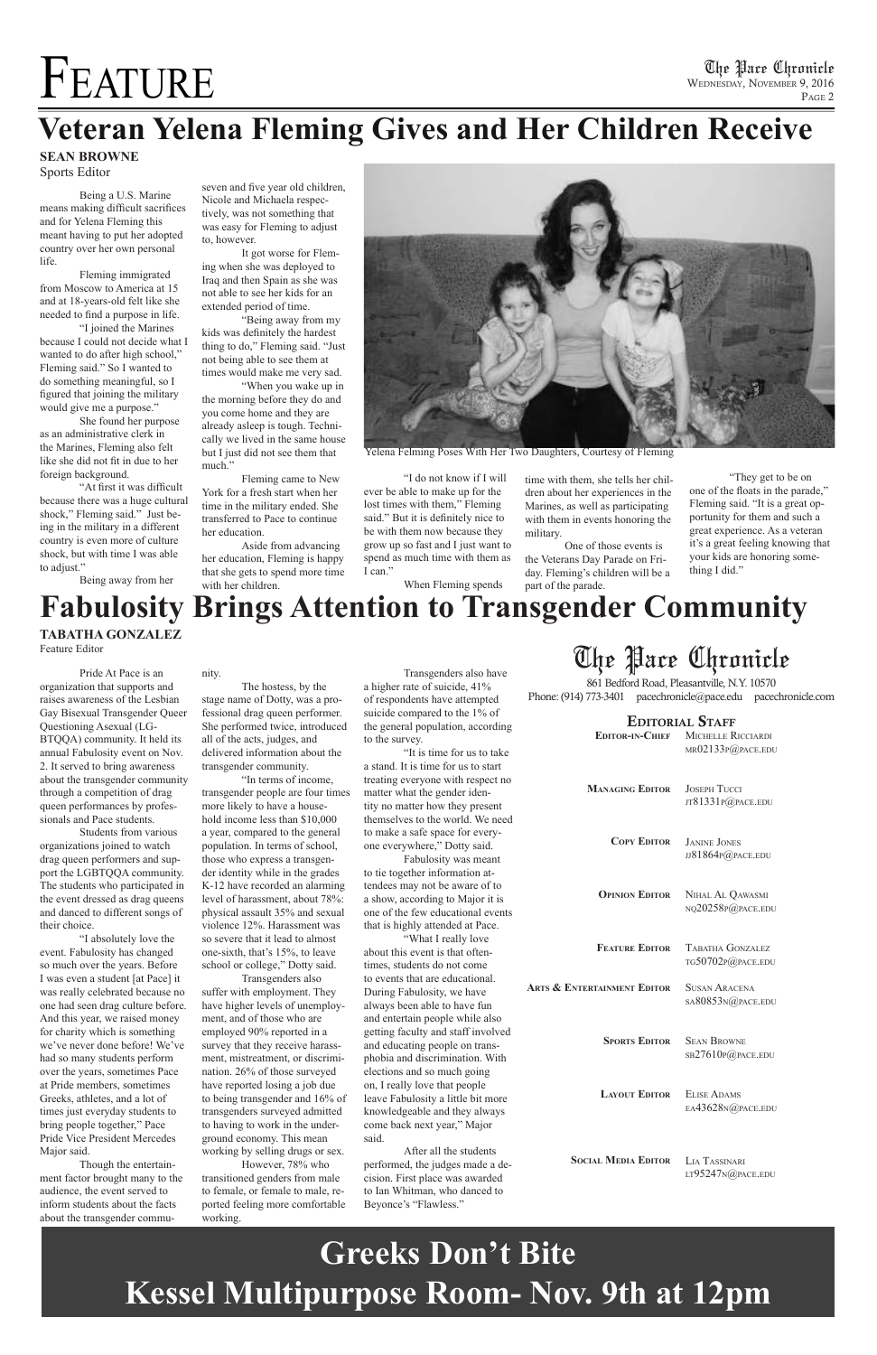# Feature

## Veteran Yelena Fleming Gives and Her Children Receive

**SEAN BROWNE**
Sports Editor

Being a U.S. Marine means making difficult sacrifices and for Yelena Fleming this meant having to put her adopted country over her own personal life.

Fleming immigrated from Moscow to America at 15 and at 18-years-old felt like she needed to find a purpose in life.

"I joined the Marines because I could not decide what I wanted to do after high school," Fleming said." So I wanted to do something meaningful, so I figured that joining the military would give me a purpose."

She found her purpose as an administrative clerk in the Marines, Fleming also felt like she did not fit in due to her foreign background.

"At first it was difficult because there was a huge cultural shock," Fleming said." Just being in the military in a different country is even more of culture shock, but with time I was able to adjust."

Being away from her seven and five year old children, Nicole and Michaela respectively, was not something that was easy for Fleming to adjust to, however.

It got worse for Fleming when she was deployed to Iraq and then Spain as she was not able to see her kids for an extended period of time.

"Being away from my kids was definitely the hardest thing to do," Fleming said. "Just not being able to see them at times would make me very sad.

"When you wake up in the morning before they do and you come home and they are already asleep is tough. Technically we lived in the same house but I just did not see them that much."

Fleming came to New York for a fresh start when her time in the military ended. She transferred to Pace to continue her education.

Aside from advancing her education, Fleming is happy that she gets to spend more time with her children.

Yelena Felming Poses With Her Two Daughters, Courtesy of Fleming

"I do not know if I will ever be able to make up for the lost times with them," Fleming said." But it is definitely nice to be with them now because they grow up so fast and I just want to spend as much time with them as I can."

When Fleming spends time with them, she tells her children about her experiences in the Marines, as well as participating with them in events honoring the military.

One of those events is the Veterans Day Parade on Friday. Fleming's children will be a part of the parade.

"They get to be on one of the floats in the parade," Fleming said. "It is a great opportunity for them and such a great experience. As a veteran it's a great feeling knowing that your kids are honoring something I did."

## Fabulosity Brings Attention to Transgender Community

**TABATHA GONZALEZ**
Feature Editor

Pride At Pace is an organization that supports and raises awareness of the Lesbian Gay Bisexual Transgender Queer Questioning Asexual (LGBTQQA) community. It held its annual Fabulosity event on Nov. 2. It served to bring awareness about the transgender community through a competition of drag queen performances by professionals and Pace students.

Students from various organizations joined to watch drag queen performers and support the LGBTQQA community. The students who participated in the event dressed as drag queens and danced to different songs of their choice.

"I absolutely love the event. Fabulosity has changed so much over the years. Before I was even a student [at Pace] it was really celebrated because no one had seen drag culture before. And this year, we raised money for charity which is something we've never done before! We've had so many students perform over the years, sometimes Pace at Pride members, sometimes Greeks, athletes, and a lot of times just everyday students to bring people together," Pace Pride Vice President Mercedes Major said.

Though the entertainment factor brought many to the audience, the event served to inform students about the facts about the transgender community.

The hostess, by the stage name of Dotty, was a professional drag queen performer. She performed twice, introduced all of the acts, judges, and delivered information about the transgender community.

"In terms of income, transgender people are four times more likely to have a household income less than $10,000 a year, compared to the general population. In terms of school, those who express a transgender identity while in the grades K-12 have recorded an alarming level of harassment, about 78%: physical assault 35% and sexual violence 12%. Harassment was so severe that it lead to almost one-sixth, that's 15%, to leave school or college," Dotty said.

Transgenders also suffer with employment. They have higher levels of unemployment, and of those who are employed 90% reported in a survey that they receive harassment, mistreatment, or discrimination. 26% of those surveyed have reported losing a job due to being transgender and 16% of transgenders surveyed admitted to having to work in the underground economy. This mean working by selling drugs or sex.

However, 78% who transitioned genders from male to female, or female to male, reported feeling more comfortable working.

Transgenders also have a higher rate of suicide, 41% of respondents have attempted suicide compared to the 1% of the general population, according to the survey.

"It is time for us to take a stand. It is time for us to start treating everyone with respect no matter what the gender identity no matter how they present themselves to the world. We need to make a safe space for everyone everywhere," Dotty said.

Fabulosity was meant to tie together information attendees may not be aware of to a show, according to Major it is one of the few educational events that is highly attended at Pace.

"What I really love about this event is that oftentimes, students do not come to events that are educational. During Fabulosity, we have always been able to have fun and entertain people while also getting faculty and staff involved and educating people on transphobia and discrimination. With elections and so much going on, I really love that people leave Fabulosity a little bit more knowledgeable and they always come back next year," Major said.

After all the students performed, the judges made a decision. First place was awarded to Ian Whitman, who danced to Beyonce's "Flawless."

## The Pace Chronicle

861 Bedford Road, Pleasantville, N.Y. 10570
Phone: (914) 773-3401 pacechronicle@pace.edu pacechronicle.com

### Editorial Staff

| Position | Name | Email |
|---|---|---|
| Editor-in-Chief | Michelle Ricciardi | mr02133p@pace.edu |
| Managing Editor | Joseph Tucci | jt81331p@pace.edu |
| Copy Editor | Janine Jones | jj81864p@pace.edu |
| Opinion Editor | Nihal Al Qawasmi | nq20258p@pace.edu |
| Feature Editor | Tabatha Gonzalez | tg50702p@pace.edu |
| Arts & Entertainment Editor | Susan Aracena | sa80853n@pace.edu |
| Sports Editor | Sean Browne | sb27610p@pace.edu |
| Layout Editor | Elise Adams | ea43628n@pace.edu |
| Social Media Editor | Lia Tassinari | lt95247n@pace.edu |

## Greeks Don't Bite
## Kessel Multipurpose Room- Nov. 9th at 12pm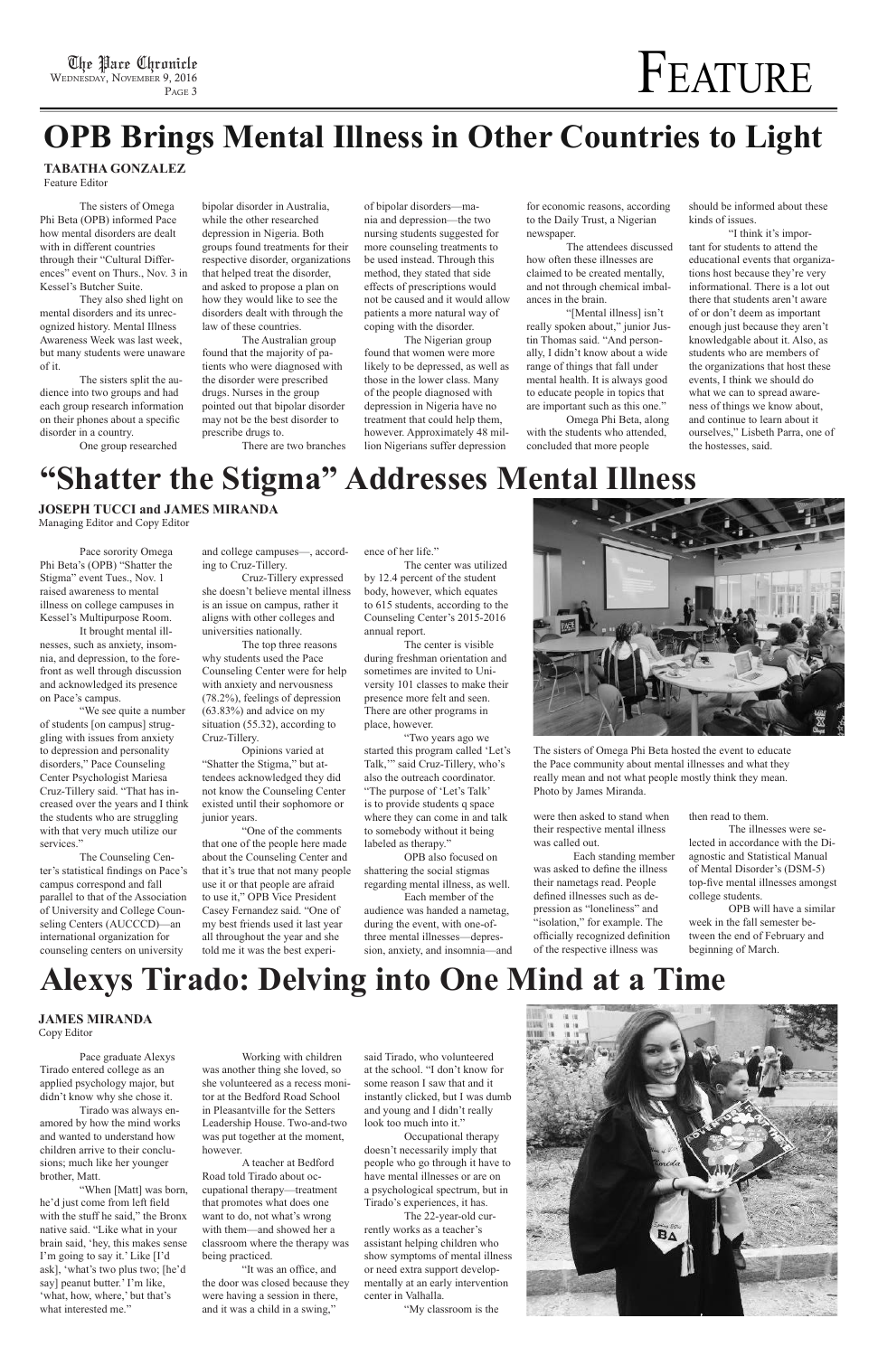# OPB Brings Mental Illness in Other Countries to Light

**TABATHA GONZALEZ**
Feature Editor

The sisters of Omega Phi Beta (OPB) informed Pace how mental disorders are dealt with in different countries through their "Cultural Differences" event on Thurs., Nov. 3 in Kessel's Butcher Suite.

They also shed light on mental disorders and its unrecognized history. Mental Illness Awareness Week was last week, but many students were unaware of it.

The sisters split the audience into two groups and had each group research information on their phones about a specific disorder in a country.

One group researched bipolar disorder in Australia, while the other researched depression in Nigeria. Both groups found treatments for their respective disorder, organizations that helped treat the disorder, and asked to propose a plan on how they would like to see the disorders dealt with through the law of these countries.

The Australian group found that the majority of patients who were diagnosed with the disorder were prescribed drugs. Nurses in the group pointed out that bipolar disorder may not be the best disorder to prescribe drugs to.

There are two branches of bipolar disorders—mania and depression—the two nursing students suggested for more counseling treatments to be used instead. Through this method, they stated that side effects of prescriptions would not be caused and it would allow patients a more natural way of coping with the disorder.

The Nigerian group found that women were more likely to be depressed, as well as those in the lower class. Many of the people diagnosed with depression in Nigeria have no treatment that could help them, however. Approximately 48 million Nigerians suffer depression for economic reasons, according to the Daily Trust, a Nigerian newspaper.

The attendees discussed how often these illnesses are claimed to be created mentally, and not through chemical imbalances in the brain.

"[Mental illness] isn't really spoken about," junior Justin Thomas said. "And personally, I didn't know about a wide range of things that fall under mental health. It is always good to educate people in topics that are important such as this one."

Omega Phi Beta, along with the students who attended, concluded that more people should be informed about these kinds of issues.

"I think it's important for students to attend the educational events that organizations host because they're very informational. There is a lot out there that students aren't aware of or don't deem as important enough just because they aren't knowledgable about it. Also, as students who are members of the organizations that host these events, I think we should do what we can to spread awareness of things we know about, and continue to learn about it ourselves," Lisbeth Parra, one of the hostesses, said.

# "Shatter the Stigma" Addresses Mental Illness

**JOSEPH TUCCI and JAMES MIRANDA**
Managing Editor and Copy Editor

Pace sorority Omega Phi Beta's (OPB) "Shatter the Stigma" event Tues., Nov. 1 raised awareness to mental illness on college campuses in Kessel's Multipurpose Room.

It brought mental illnesses, such as anxiety, insomnia, and depression, to the forefront as well through discussion and acknowledged its presence on Pace's campus.

"We see quite a number of students [on campus] struggling with issues from anxiety to depression and personality disorders," Pace Counseling Center Psychologist Mariesa Cruz-Tillery said. "That has increased over the years and I think the students who are struggling with that very much utilize our services."

The Counseling Center's statistical findings on Pace's campus correspond and fall parallel to that of the Association of University and College Counseling Centers (AUCCCD)—an international organization for counseling centers on university and college campuses—, according to Cruz-Tillery.

Cruz-Tillery expressed she doesn't believe mental illness is an issue on campus, rather it aligns with other colleges and universities nationally.

The top three reasons why students used the Pace Counseling Center were for help with anxiety and nervousness (78.2%), feelings of depression (63.83%) and advice on my situation (55.32), according to Cruz-Tillery.

Opinions varied at "Shatter the Stigma," but attendees acknowledged they did not know the Counseling Center existed until their sophomore or junior years.

"One of the comments that one of the people here made about the Counseling Center and that it's true that not many people use it or that people are afraid to use it," OPB Vice President Casey Fernandez said. "One of my best friends used it last year all throughout the year and she told me it was the best experience of her life."

The center was utilized by 12.4 percent of the student body, however, which equates to 615 students, according to the Counseling Center's 2015-2016 annual report.

The center is visible during freshman orientation and sometimes are invited to University 101 classes to make their presence more felt and seen. There are other programs in place, however.

"Two years ago we started this program called 'Let's Talk,'" said Cruz-Tillery, who's also the outreach coordinator. "The purpose of 'Let's Talk' is to provide students q space where they can come in and talk to somebody without it being labeled as therapy."

OPB also focused on shattering the social stigmas regarding mental illness, as well.

Each member of the audience was handed a nametag, during the event, with one-of-three mental illnesses—depression, anxiety, and insomnia—and were then asked to stand when their respective mental illness was called out.

Each standing member was asked to define the illness their nametags read. People defined illnesses such as depression as "loneliness" and "isolation," for example. The officially recognized definition of the respective illness was then read to them.

The illnesses were selected in accordance with the Diagnostic and Statistical Manual of Mental Disorder's (DSM-5) top-five mental illnesses amongst college students.

OPB will have a similar week in the fall semester between the end of February and beginning of March.

The sisters of Omega Phi Beta hosted the event to educate the Pace community about mental illnesses and what they really mean and not what people mostly think they mean. Photo by James Miranda.

# Alexys Tirado: Delving into One Mind at a Time

**JAMES MIRANDA**
Copy Editor

Pace graduate Alexys Tirado entered college as an applied psychology major, but didn't know why she chose it.

Tirado was always enamored by how the mind works and wanted to understand how children arrive to their conclusions; much like her younger brother, Matt.

"When [Matt] was born, he'd just come from left field with the stuff he said," the Bronx native said. "Like what in your brain said, 'hey, this makes sense I'm going to say it.' Like [I'd ask], 'what's two plus two; [he'd say] peanut butter.' I'm like, 'what, how, where,' but that's what interested me."

Working with children was another thing she loved, so she volunteered as a recess monitor at the Bedford Road School in Pleasantville for the Setters Leadership House. Two-and-two was put together at the moment, however.

A teacher at Bedford Road told Tirado about occupational therapy—treatment that promotes what does one want to do, not what's wrong with them—and showed her a classroom where the therapy was being practiced.

"It was an office, and the door was closed because they were having a session in there, and it was a child in a swing," said Tirado, who volunteered at the school. "I don't know for some reason I saw that and it instantly clicked, but I was dumb and young and I didn't really look too much into it."

Occupational therapy doesn't necessarily imply that people who go through it have to have mental illnesses or are on a psychological spectrum, but in Tirado's experiences, it has.

The 22-year-old currently works as a teacher's assistant helping children who show symptoms of mental illness or need extra support developmentally at an early intervention center in Valhalla.

"My classroom is the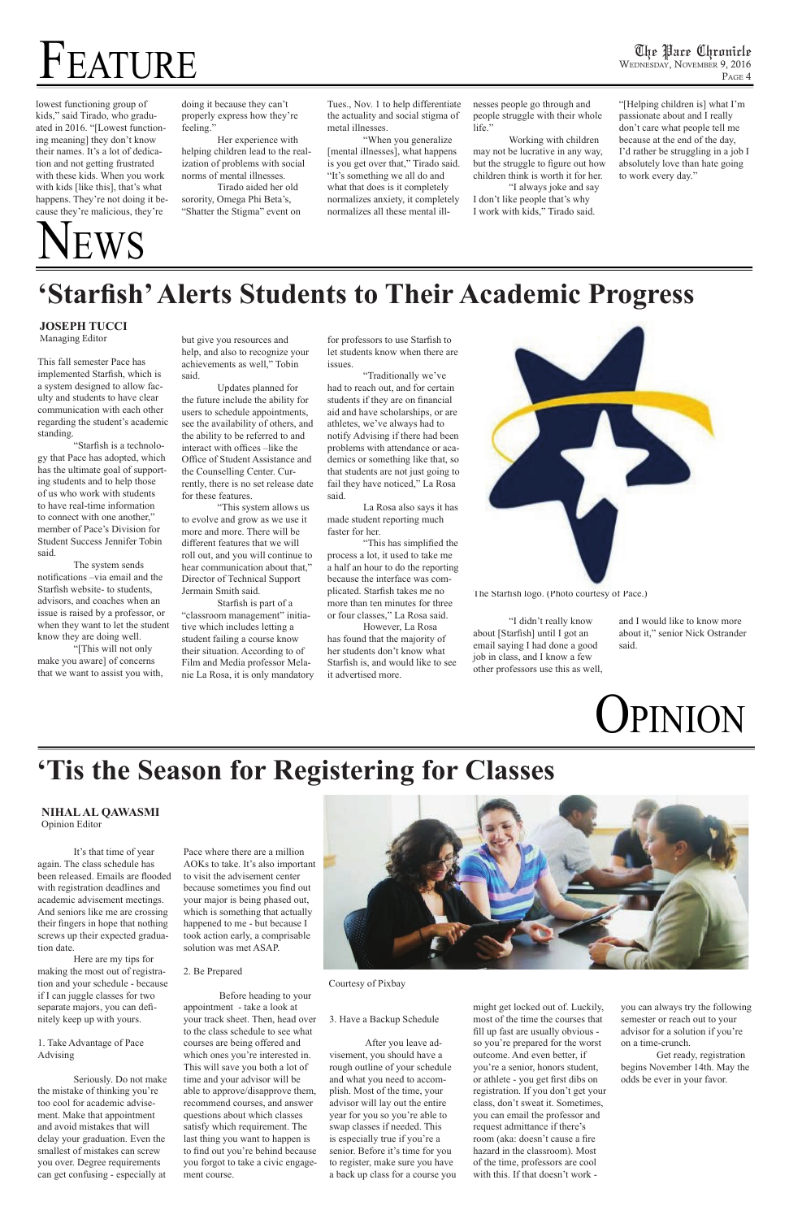# Feature

lowest functioning group of kids," said Tirado, who graduated in 2016. "[Lowest functioning meaning] they don't know their names. It's a lot of dedication and not getting frustrated with these kids. When you work with kids [like this], that's what happens. They're not doing it because they're malicious, they're doing it because they can't properly express how they're feeling."

Her experience with helping children lead to the realization of problems with social norms of mental illnesses.

Tirado aided her old sorority, Omega Phi Beta's, "Shatter the Stigma" event on Tues., Nov. 1 to help differentiate the actuality and social stigma of metal illnesses.

"When you generalize [mental illnesses], what happens is you get over that," Tirado said. "It's something we all do and what that does is it completely normalizes anxiety, it completely normalizes all these mental illnesses people go through and people struggle with their whole life."

Working with children may not be lucrative in any way, but the struggle to figure out how children think is worth it for her.

"I always joke and say I don't like people that's why I work with kids," Tirado said. "[Helping children is] what I'm passionate about and I really don't care what people tell me because at the end of the day, I'd rather be struggling in a job I absolutely love than hate going to work every day."

# News

## 'Starfish' Alerts Students to Their Academic Progress

**JOSEPH TUCCI**
Managing Editor

This fall semester Pace has implemented Starfish, which is a system designed to allow faculty and students to have clear communication with each other regarding the student's academic standing.

"Starfish is a technology that Pace has adopted, which has the ultimate goal of supporting students and to help those of us who work with students to have real-time information to connect with one another," member of Pace's Division for Student Success Jennifer Tobin said.

The system sends notifications –via email and the Starfish website- to students, advisors, and coaches when an issue is raised by a professor, or when they want to let the student know they are doing well.

"[This will not only make you aware] of concerns that we want to assist you with, but give you resources and help, and also to recognize your achievements as well," Tobin said.

Updates planned for the future include the ability for users to schedule appointments, see the availability of others, and the ability to be referred to and interact with offices –like the Office of Student Assistance and the Counselling Center. Currently, there is no set release date for these features.

"This system allows us to evolve and grow as we use it more and more. There will be different features that we will roll out, and you will continue to hear communication about that," Director of Technical Support Jermain Smith said.

Starfish is part of a "classroom management" initiative which includes letting a student failing a course know their situation. According to of Film and Media professor Melanie La Rosa, it is only mandatory for professors to use Starfish to let students know when there are issues.

"Traditionally we've had to reach out, and for certain students if they are on financial aid and have scholarships, or are athletes, we've always had to notify Advising if there had been problems with attendance or academics or something like that, so that students are not just going to fail they have noticed," La Rosa said.

La Rosa also says it has made student reporting much faster for her.

"This has simplified the process a lot, it used to take me a half an hour to do the reporting because the interface was complicated. Starfish takes me no more than ten minutes for three or four classes," La Rosa said.

However, La Rosa has found that the majority of her students don't know what Starfish is, and would like to see it advertised more.

The Starfish logo. (Photo courtesy of Pace.)

"I didn't really know about [Starfish] until I got an email saying I had done a good job in class, and I know a few other professors use this as well, and I would like to know more about it," senior Nick Ostrander said.

# Opinion

## 'Tis the Season for Registering for Classes

**NIHAL AL QAWASMI**
Opinion Editor

It's that time of year again. The class schedule has been released. Emails are flooded with registration deadlines and academic advisement meetings. And seniors like me are crossing their fingers in hope that nothing screws up their expected graduation date.

Here are my tips for making the most out of registration and your schedule - because if I can juggle classes for two separate majors, you can definitely keep up with yours.

1. Take Advantage of Pace Advising

Seriously. Do not make the mistake of thinking you're too cool for academic advisement. Make that appointment and avoid mistakes that will delay your graduation. Even the smallest of mistakes can screw you over. Degree requirements can get confusing - especially at Pace where there are a million AOKs to take. It's also important to visit the advisement center because sometimes you find out your major is being phased out, which is something that actually happened to me - but because I took action early, a comprisable solution was met ASAP.

2. Be Prepared

Before heading to your appointment - take a look at your track sheet. Then, head over to the class schedule to see what courses are being offered and which ones you're interested in. This will save you both a lot of time and your advisor will be able to approve/disapprove them, recommend courses, and answer questions about which classes satisfy which requirement. The last thing you want to happen is to find out you're behind because you forgot to take a civic engagement course.

Courtesy of Pixbay

3. Have a Backup Schedule

After you leave advisement, you should have a rough outline of your schedule and what you need to accomplish. Most of the time, your advisor will lay out the entire year for you so you're able to swap classes if needed. This is especially true if you're a senior. Before it's time for you to register, make sure you have a back up class for a course you might get locked out of. Luckily, most of the time the courses that fill up fast are usually obvious - so you're prepared for the worst outcome. And even better, if you're a senior, honors student, or athlete - you get first dibs on registration. If you don't get your class, don't sweat it. Sometimes, you can email the professor and request admittance if there's room (aka: doesn't cause a fire hazard in the classroom). Most of the time, professors are cool with this. If that doesn't work - you can always try the following semester or reach out to your advisor for a solution if you're on a time-crunch.

Get ready, registration begins November 14th. May the odds be ever in your favor.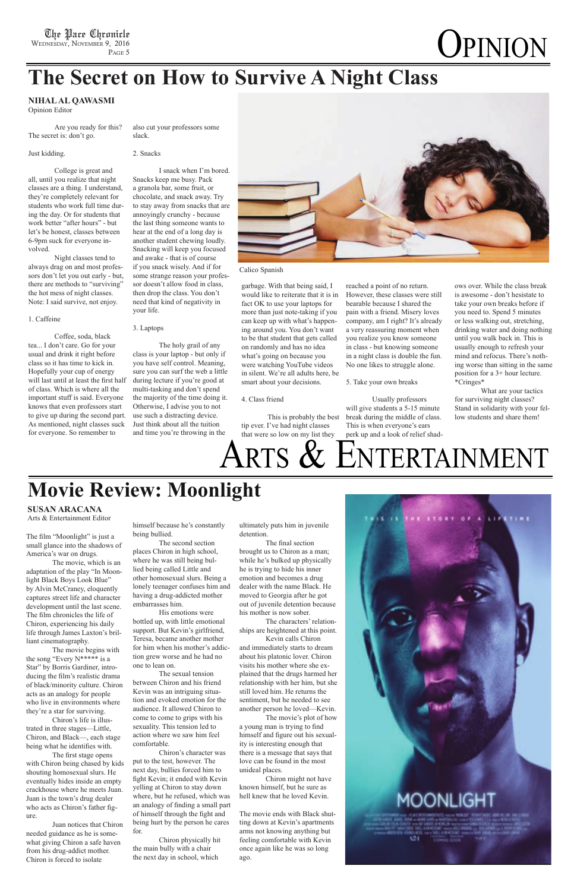# Opinion

# The Secret on How to Survive A Night Class

**NIHAL AL QAWASMI**
Opinion Editor

Are you ready for this? The secret is: don't go.

Just kidding.

College is great and all, until you realize that night classes are a thing. I understand, they're completely relevant for students who work full time during the day. Or for students that work better "after hours" - but let's be honest, classes between 6-9pm suck for everyone involved.

Night classes tend to always drag on and most professors don't let you out early - but, there are methods to "surviving" the hot mess of night classes. Note: I said survive, not enjoy.

1. Caffeine

Coffee, soda, black tea... I don't care. Go for your usual and drink it right before class so it has time to kick in. Hopefully your cup of energy will last until at least the first half of class. Which is where all the important stuff is said. Everyone knows that even professors start to give up during the second part. As mentioned, night classes suck for everyone. So remember to also cut your professors some slack.

2. Snacks

I snack when I'm bored. Snacks keep me busy. Pack a granola bar, some fruit, or chocolate, and snack away. Try to stay away from snacks that are annoyingly crunchy - because the last thing someone wants to hear at the end of a long day is another student chewing loudly. Snacking will keep you focused and awake - that is of course if you snack wisely. And if for some strange reason your professor doesn't allow food in class, then drop the class. You don't need that kind of negativity in your life.

3. Laptops

The holy grail of any class is your laptop - but only if you have self control. Meaning, sure you can surf the web a little during lecture if you're good at multi-tasking and don't spend the majority of the time doing it. Otherwise, I advise you to not use such a distracting device. Just think about all the tuition and time you're throwing in the garbage. With that being said, I would like to reiterate that it is in fact OK to use your laptops for more than just note-taking if you can keep up with what's happening around you. You don't want to be that student that gets called on randomly and has no idea what's going on because you were watching YouTube videos in silent. We're all adults here, be smart about your decisions.

Calico Spanish

4. Class friend

This is probably the best tip ever. I've had night classes that were so low on my list they reached a point of no return. However, these classes were still bearable because I shared the pain with a friend. Misery loves company, am I right? It's already a very reassuring moment when you realize you know someone in class - but knowing someone in a night class is double the fun. No one likes to struggle alone.

5. Take your own breaks

Usually professors will give students a 5-15 minute break during the middle of class. This is when everyone's ears perk up and a look of relief shadows over. While the class break is awesome - don't hesitate to take your own breaks before if you need to. Spend 5 minutes or less walking out, stretching, drinking water and doing nothing until you walk back in. This is usually enough to refresh your mind and refocus. There's nothing worse than sitting in the same position for a 3+ hour lecture. *Cringes*

What are your tactics for surviving night classes? Stand in solidarity with your fellow students and share them!

# Arts & Entertainment

# Movie Review: Moonlight

**SUSAN ARACANA**
Arts & Entertainment Editor

The film "Moonlight" is just a small glance into the shadows of America's war on drugs.

The movie, which is an adaptation of the play "In Moonlight Black Boys Look Blue" by Alvin McCraney, eloquently captures street life and character development until the last scene. The film chronicles the life of Chiron, experiencing his daily life through James Laxton's brilliant cinematography.

The movie begins with the song "Every N***** is a Star" by Borris Gardiner, introducing the film's realistic drama of black/minority culture. Chiron acts as an analogy for people who live in environments where they're a star for surviving.

Chiron's life is illustrated in three stages—Little, Chiron, and Black—, each stage being what he identifies with.

The first stage opens with Chiron being chased by kids shouting homosexual slurs. He eventually hides inside an empty crackhouse where he meets Juan. Juan is the town's drug dealer who acts as Chiron's father figure.

Juan notices that Chiron needed guidance as he is somewhat giving Chiron a safe haven from his drug-addict mother. Chiron is forced to isolate himself because he's constantly being bullied.

The second section places Chiron in high school, where he was still being bullied being called Little and other homosexual slurs. Being a lonely teenager confuses him and having a drug-addicted mother embarrasses him.

His emotions were bottled up, with little emotional support. But Kevin's girlfriend, Teresa, became another mother for him when his mother's addiction grew worse and he had no one to lean on.

The sexual tension between Chiron and his friend Kevin was an intriguing situation and evoked emotion for the audience. It allowed Chiron to come to come to grips with his sexuality. This tension led to action where we saw him feel comfortable.

Chiron's character was put to the test, however. The next day, bullies forced him to fight Kevin; it ended with Kevin yelling at Chiron to stay down where, but he refused, which was an analogy of finding a small part of himself through the fight and being hurt by the person he cares for.

Chiron physically hit the main bully with a chair the next day in school, which ultimately puts him in juvenile detention.

The final section brought us to Chiron as a man; while he's bulked up physically he is trying to hide his inner emotion and becomes a drug dealer with the name Black. He moved to Georgia after he got out of juvenile detention because his mother is now sober.

The characters' relationships are heightened at this point.

Kevin calls Chiron and immediately starts to dream about his platonic lover. Chiron visits his mother where she explained that the drugs harmed her relationship with her him, but she still loved him. He returns the sentiment, but he needed to see another person he loved—Kevin.

The movie's plot of how a young man is trying to find himself and figure out his sexuality is interesting enough that there is a message that says that love can be found in the most unideal places.

Chiron might not have known himself, but he sure as hell knew that he loved Kevin.

The movie ends with Black shutting down at Kevin's apartments arms not knowing anything but feeling comfortable with Kevin once again like he was so long ago.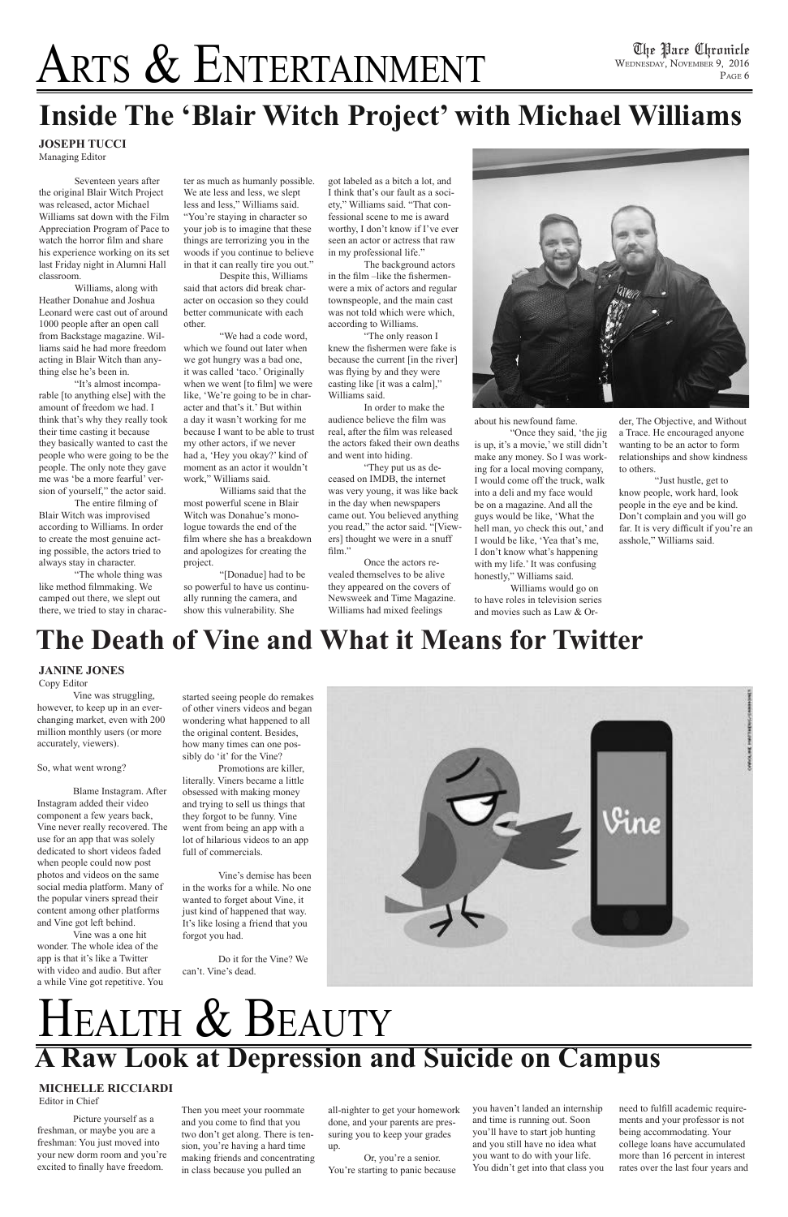# Arts & Entertainment

## Inside The 'Blair Witch Project' with Michael Williams

**JOSEPH TUCCI**
Managing Editor

Seventeen years after the original Blair Witch Project was released, actor Michael Williams sat down with the Film Appreciation Program of Pace to watch the horror film and share his experience working on its set last Friday night in Alumni Hall classroom.

Williams, along with Heather Donahue and Joshua Leonard were cast out of around 1000 people after an open call from Backstage magazine. Williams said he had more freedom acting in Blair Witch than anything else he's been in.

"It's almost incomparable [to anything else] with the amount of freedom we had. I think that's why they really took their time casting it because they basically wanted to cast the people who were going to be the people. The only note they gave me was 'be a more fearful' version of yourself," the actor said.

The entire filming of Blair Witch was improvised according to Williams. In order to create the most genuine acting possible, the actors tried to always stay in character.

"The whole thing was like method filmmaking. We camped out there, we slept out there, we tried to stay in character as much as humanly possible. We ate less and less, we slept less and less," Williams said. "You're staying in character so your job is to imagine that these things are terrorizing you in the woods if you continue to believe in that it can really tire you out."

Despite this, Williams said that actors did break character on occasion so they could better communicate with each other.

"We had a code word, which we found out later when we got hungry was a bad one, it was called 'taco.' Originally when we went [to film] we were like, 'We're going to be in character and that's it.' But within a day it wasn't working for me because I wasn't able to be able to trust my other actors, if we never had a, 'Hey you okay?' kind of moment as an actor it wouldn't work," Williams said.

Williams said that the most powerful scene in Blair Witch was Donahue's monologue towards the end of the film where she has a breakdown and apologizes for creating the project.

"[Donadue] had to be so powerful to have us continually running the camera, and show this vulnerability. She got labeled as a bitch a lot, and I think that's our fault as a society," Williams said. "That confessional scene to me is award worthy, I don't know if I've ever seen an actor or actress that raw in my professional life."

The background actors in the film –like the fishermen- were a mix of actors and regular townspeople, and the main cast was not told which were which, according to Williams.

"The only reason I knew the fishermen were fake is because the current [in the river] was flying by and they were casting like [it was a calm]," Williams said.

In order to make the audience believe the film was real, after the film was released the actors faked their own deaths and went into hiding.

"They put us as deceased on IMDB, the internet was very young, it was like back in the day when newspapers came out. You believed anything you read," the actor said. "[Viewers] thought we were in a snuff film."

Once the actors revealed themselves to be alive they appeared on the covers of Newsweek and Time Magazine. Williams had mixed feelings about his newfound fame.

"Once they said, 'the jig is up, it's a movie,' we still didn't make any money. So I was working for a local moving company, I would come off the truck, walk into a deli and my face would be on a magazine. And all the guys would be like, 'What the hell man, yo check this out,' and I would be like, 'Yea that's me, I don't know what's happening with my life.' It was confusing honestly," Williams said.

Williams would go on to have roles in television series and movies such as Law & Order, The Objective, and Without a Trace. He encouraged anyone wanting to be an actor to form relationships and show kindness to others.

"Just hustle, get to know people, work hard, look people in the eye and be kind. Don't complain and you will go far. It is very difficult if you're an asshole," Williams said.

## The Death of Vine and What it Means for Twitter

**JANINE JONES**
Copy Editor

Vine was struggling, however, to keep up in an ever-changing market, even with 200 million monthly users (or more accurately, viewers).

So, what went wrong?

Blame Instagram. After Instagram added their video component a few years back, Vine never really recovered. The use for an app that was solely dedicated to short videos faded when people could now post photos and videos on the same social media platform. Many of the popular viners spread their content among other platforms and Vine got left behind.

Vine was a one hit wonder. The whole idea of the app is that it's like a Twitter with video and audio. But after a while Vine got repetitive. You started seeing people do remakes of other viners videos and began wondering what happened to all the original content. Besides, how many times can one possibly do 'it' for the Vine?

Promotions are killer, literally. Viners became a little obsessed with making money and trying to sell us things that they forgot to be funny. Vine went from being an app with a lot of hilarious videos to an app full of commercials.

Vine's demise has been in the works for a while. No one wanted to forget about Vine, it just kind of happened that way. It's like losing a friend that you forgot you had.

Do it for the Vine? We can't. Vine's dead.

# Health & Beauty

## A Raw Look at Depression and Suicide on Campus

**MICHELLE RICCIARDI**
Editor in Chief

Picture yourself as a freshman, or maybe you are a freshman: You just moved into your new dorm room and you're excited to finally have freedom. Then you meet your roommate and you come to find that you two don't get along. There is tension, you're having a hard time making friends and concentrating in class because you pulled an all-nighter to get your homework done, and your parents are pressuring you to keep your grades up.

Or, you're a senior. You're starting to panic because you haven't landed an internship and time is running out. Soon you'll have to start job hunting and you still have no idea what you want to do with your life. You didn't get into that class you need to fulfill academic requirements and your professor is not being accommodating. Your college loans have accumulated more than 16 percent in interest rates over the last four years and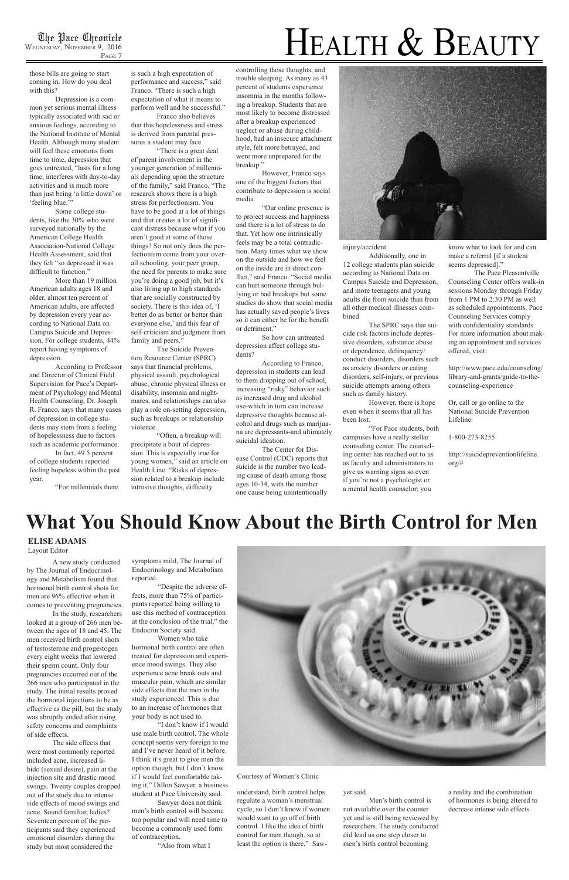# HEALTH & BEAUTY

those bills are going to start coming in. How do you deal with this?

Depression is a common yet serious mental illness typically associated with sad or anxious feelings, according to the National Institute of Mental Health. Although many student will feel these emotions from time to time, depression that goes untreated, "lasts for a long time, interferes with day-to-day activities and is much more than just being 'a little down' or 'feeling blue.'"

Some college students, like the 30% who were surveyed nationally by the American College Health Association-National College Health Assessment, said that they felt "so depressed it was difficult to function."

More than 19 million American adults ages 18 and older, almost ten percent of American adults, are affected by depression every year according to National Data on Campus Suicide and Depression. For college students, 44% report having symptoms of depression.

According to Professor and Director of Clinical Field Supervision for Pace's Department of Psychology and Mental Health Counseling, Dr. Joseph R. Franco, says that many cases of depression in college students may stem from a feeling of hopelessness due to factors such as academic performance.

In fact, 49.5 percent of college students reported feeling hopeless within the past year.

"For millennials there is such a high expectation of performance and success," said Franco. "There is such a high expectation of what it means to perform well and be successful."

Franco also believes that this hopelessness and stress is derived from parental pressures a student may face.

"There is a great deal of parent involvement in the younger generation of millennials depending upon the structure of the family," said Franco. "The research shows there is a high stress for perfectionism. You have to be good at a lot of things and that creates a lot of significant distress because what if you aren't good at some of those things? So not only does the perfectionism come from your overall schooling, your peer group, the need for parents to make sure you're doing a good job, but it's also living up to high standards that are socially constructed by society. There is this idea of, 'I better do as better or better than everyone else,' and this fear of self-criticism and judgment from family and peers."

The Suicide Prevention Resource Center (SPRC) says that financial problems, physical assault, psychological abuse, chronic physical illness or disability, insomnia and nightmares, and relationships can also play a role on-setting depression, such as breakups or relationship violence.

"Often, a breakup will precipitate a bout of depression. This is especially true for young women," said an article on Health Line. "Risks of depression related to a breakup include intrusive thoughts, difficulty controlling those thoughts, and trouble sleeping. As many as 43 percent of students experience insomnia in the months following a breakup. Students that are most likely to become distressed after a breakup experienced neglect or abuse during childhood, had an insecure attachment style, felt more betrayed, and were more unprepared for the breakup."

However, Franco says one of the biggest factors that contribute to depression is social media.

"Our online presence is to project success and happiness and there is a lot of stress to do that. Yet how one intrinsically feels may be a total contradiction. Many times what we show on the outside and how we feel on the inside are in direct conflict," said Franco. "Social media can hurt someone through bullying or bad breakups but some studies do show that social media has actually saved people's lives so it can either be for the benefit or detriment."

So how can untreated depression affect college students?

According to Franco, depression in students can lead to them dropping out of school, increasing "risky" behavior such as increased drug and alcohol use-which in turn can increase depressive thoughts because alcohol and drugs such as marijuana are depressants-and ultimately suicidal ideation.

The Center for Disease Control (CDC) reports that suicide is the number two leading cause of death among those ages 10-34, with the number one cause being unintentionally injury/accident.

Additionally, one in 12 college students plan suicide according to National Data on Campus Suicide and Depression, and more teenagers and young adults die from suicide than from all other medical illnesses combined

The SPRC says that suicide risk factors include depressive disorders, substance abuse or dependence, delinquency/ conduct disorders, disorders such as anxiety disorders or eating disorders, self-injury, or previous suicide attempts among others such as family history.

However, there is hope even when it seems that all has been lost.

"For Pace students, both campuses have a really stellar counseling center. The counseling center has reached out to us as faculty and administrators to give us warning signs so even if you're not a psychologist or a mental health counselor; you know what to look for and can make a referral [if a student seems depressed]."

The Pace Pleasantville Counseling Center offers walk-in sessions Monday through Friday from 1 PM to 2:30 PM as well as scheduled appointments. Pace Counseling Services comply with confidentiality standards. For more information about making an appointment and services offered, visit:

http://www.pace.edu/counseling/library-and-grants/guide-to-the-counseling-experience

Or, call or go online to the National Suicide Prevention Lifeline:

1-800-273-8255

http://suicidepreventionlifeline.org/#

# What You Should Know About the Birth Control for Men

**ELISE ADAMS**
Layout Editor

A new study conducted by The Journal of Endocrinology and Metabolism found that hormonal birth control shots for men are 96% effective when it comes to preventing pregnancies.

In the study, researchers looked at a group of 266 men between the ages of 18 and 45. The men received birth control shots of testosterone and progestogen every eight weeks that lowered their sperm count. Only four pregnancies occurred out of the 266 men who participated in the study. The initial results proved the hormonal injections to be as effective as the pill, but the study was abruptly ended after rising safety concerns and complaints of side effects.

The side effects that were most commonly reported included acne, increased libido (sexual desire), pain at the injection site and drastic mood swings. Twenty couples dropped out of the study due to intense side effects of mood swings and acne. Sound familiar, ladies? Seventeen percent of the participants said they experienced emotional disorders during the study but most considered the symptoms mild, The Journal of Endocrinology and Metabolism reported.

"Despite the adverse effects, more than 75% of participants reported being willing to use this method of contraception at the conclusion of the trial," the Endocrin Society said.

Women who take hormonal birth control are often treated for depression and experience mood swings. They also experience acne break outs and muscular pain, which are similar side effects that the men in the study experienced. This is due to an increase of hormones that your body is not used to.

"I don't know if I would use male birth control. The whole concept seems very foreign to me and I've never heard of it before. I think it's great to give men the option though, but I don't know if I would feel comfortable taking it," Dillon Sawyer, a business student at Pace University said.

Sawyer does not think men's birth control will become too popular and will need time to become a commonly used form of contraception.

"Also from what I understand, birth control helps regulate a woman's menstrual cycle, so I don't know if women would want to go off of birth control. I like the idea of birth control for men though, so at least the option is there," Sawyer said.

Men's birth control is not available over the counter yet and is still being reviewed by researchers. The study conducted did lead us one step closer to men's birth control becoming a reality and the combination of hormones is being altered to decrease intense side effects.

Courtesy of Women's Clinic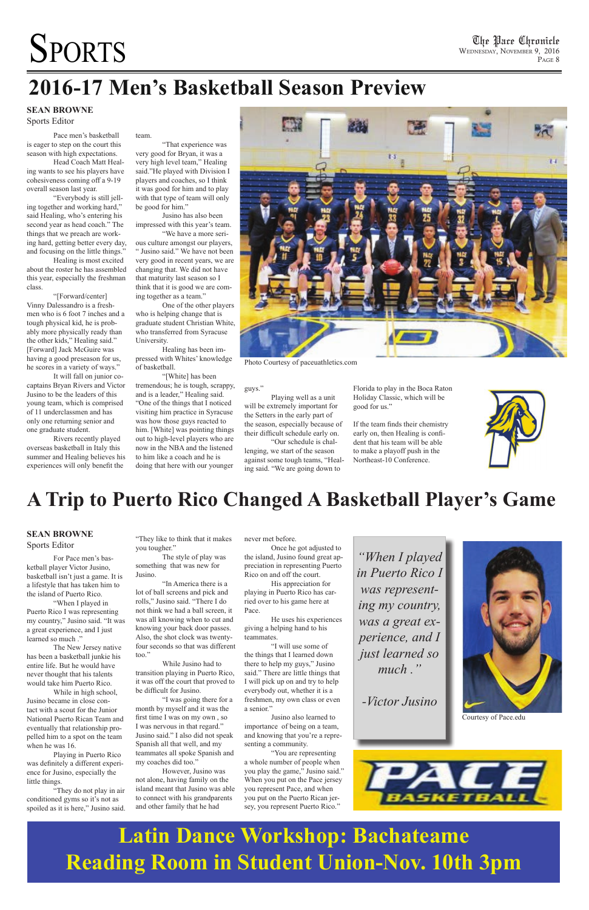# Sports

## 2016-17 Men's Basketball Season Preview

**SEAN BROWNE**
Sports Editor

Pace men's basketball is eager to step on the court this season with high expectations.

Head Coach Matt Healing wants to see his players have cohesiveness coming off a 9-19 overall season last year.

"Everybody is still jelling together and working hard," said Healing, who's entering his second year as head coach." The things that we preach are working hard, getting better every day, and focusing on the little things."

Healing is most excited about the roster he has assembled this year, especially the freshman class.

"[Forward/center] Vinny Dalessandro is a freshmen who is 6 foot 7 inches and a tough physical kid, he is probably more physically ready than the other kids," Healing said. "[Forward] Jack McGuire was having a good preseason for us, he scores in a variety of ways."

It will fall on junior cocaptains Bryan Rivers and Victor Jusino to be the leaders of this young team, which is comprised of 11 underclassmen and has only one returning senior and one graduate student.

Rivers recently played overseas basketball in Italy this summer and Healing believes his experiences will only benefit the team.

"That experience was very good for Bryan, it was a very high level team," Healing said."He played with Division I players and coaches, so I think it was good for him and to play with that type of team will only be good for him."

Jusino has also been impressed with this year's team.

"We have a more serious culture amongst our players, " Jusino said." We have not been very good in recent years, we are changing that. We did not have that maturity last season so I think that it is good we are coming together as a team."

One of the other players who is helping change that is graduate student Christian White, who transferred from Syracuse University.

Healing has been impressed with Whites' knowledge of basketball.

"[White] has been tremendous; he is tough, scrappy, and is a leader," Healing said. "One of the things that I noticed visiting him practice in Syracuse was how those guys reacted to him. [White] was pointing things out to high-level players who are now in the NBA and the listened to him like a coach and he is doing that here with our younger guys."

Photo Courtesy of paceuathletics.com

Playing well as a unit will be extremely important for the Setters in the early part of the season, especially because of their difficult schedule early on.

"Our schedule is challenging, we start of the season against some tough teams, "Healing said. "We are going down to Florida to play in the Boca Raton Holiday Classic, which will be good for us."

If the team finds their chemistry early on, then Healing is confident that his team will be able to make a playoff push in the Northeast-10 Conference.

## A Trip to Puerto Rico Changed A Basketball Player's Game

**SEAN BROWNE**
Sports Editor

For Pace men's basketball player Victor Jusino, basketball isn't just a game. It is a lifestyle that has taken him to the island of Puerto Rico.

"When I played in Puerto Rico I was representing my country," Jusino said. "It was a great experience, and I just learned so much ."

The New Jersey native has been a basketball junkie his entire life. But he would have never thought that his talents would take him Puerto Rico.

While in high school, Jusino became in close contact with a scout for the Junior National Puerto Rican Team and eventually that relationship propelled him to a spot on the team when he was 16.

Playing in Puerto Rico was definitely a different experience for Jusino, especially the little things.

"They do not play in air conditioned gyms so it's not as spoiled as it is here," Jusino said. "They like to think that it makes you tougher."

The style of play was something that was new for Jusino.

"In America there is a lot of ball screens and pick and rolls," Jusino said. "There I do not think we had a ball screen, it was all knowing when to cut and knowing your back door passes. Also, the shot clock was twenty-four seconds so that was different too."

While Jusino had to transition playing in Puerto Rico, it was off the court that proved to be difficult for Jusino.

"I was going there for a month by myself and it was the first time I was on my own , so I was nervous in that regard." Jusino said." I also did not speak Spanish all that well, and my teammates all spoke Spanish and my coaches did too."

However, Jusino was not alone, having family on the island meant that Jusino was able to connect with his grandparents and other family that he had never met before.

Once he got adjusted to the island, Jusino found great appreciation in representing Puerto Rico on and off the court.

His appreciation for playing in Puerto Rico has carried over to his game here at Pace.

He uses his experiences giving a helping hand to his teammates.

"I will use some of the things that I learned down there to help my guys," Jusino said." There are little things that I will pick up on and try to help everybody out, whether it is a freshmen, my own class or even a senior."

Jusino also learned to importance of being on a team, and knowing that you're a representing a community.

"You are representing a whole number of people when you play the game," Jusino said." When you put on the Pace jersey you represent Pace, and when you put on the Puerto Rican jersey, you represent Puerto Rico."

*"When I played in Puerto Rico I was representing my country, was a great experience, and I just learned so much ."*

*-Victor Jusino*

Courtesy of Pace.edu

PACE BASKETBALL

**Latin Dance Workshop: Bachateame**
**Reading Room in Student Union-Nov. 10th 3pm**